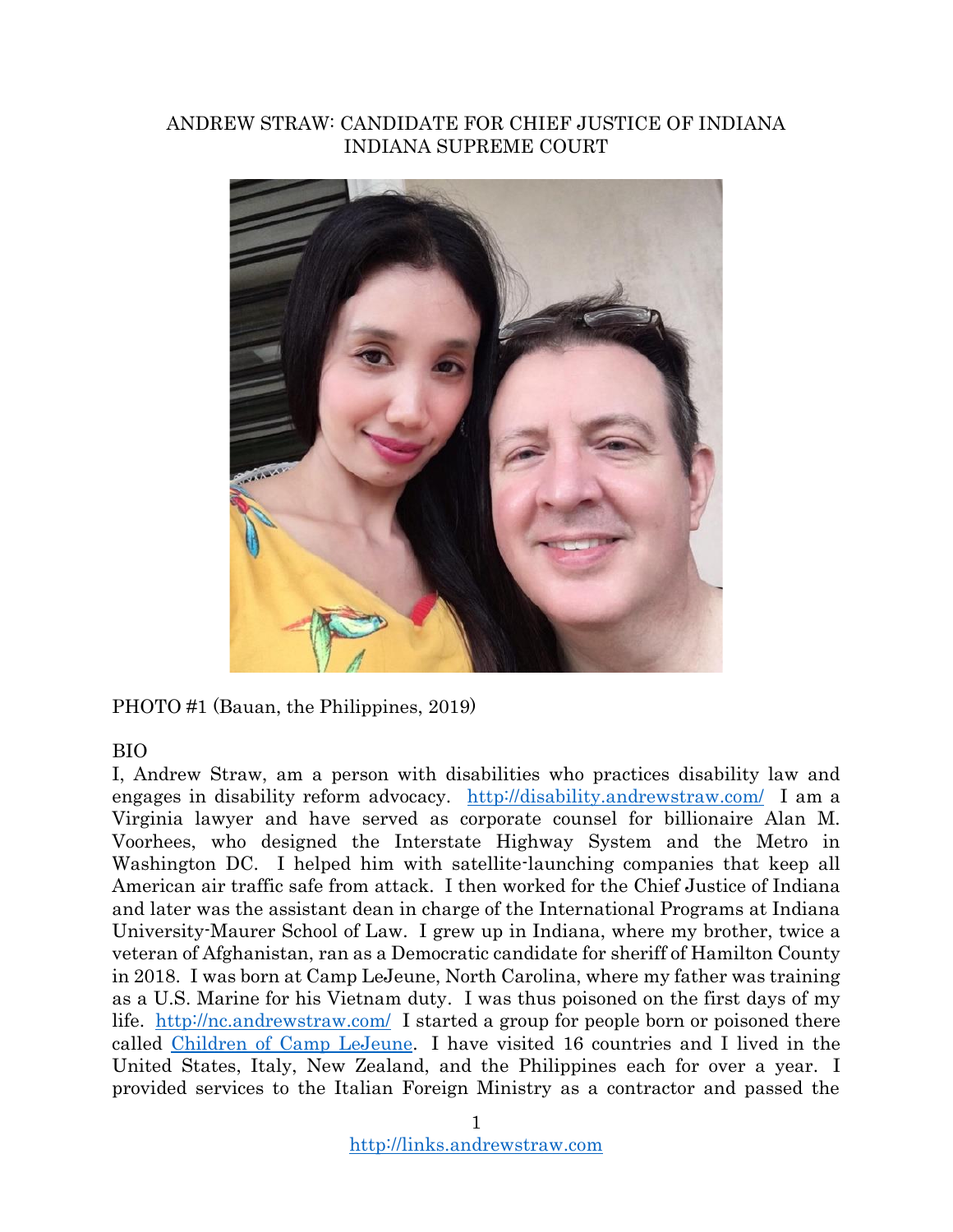# ANDREW STRAW: CANDIDATE FOR CHIEF JUSTICE OF INDIANA
## INDIANA SUPREME COURT

PHOTO #1 (Bauan, the Philippines, 2019)

BIO

I, Andrew Straw, am a person with disabilities who practices disability law and engages in disability reform advocacy. http://disability.andrewstraw.com/ I am a Virginia lawyer and have served as corporate counsel for billionaire Alan M. Voorhees, who designed the Interstate Highway System and the Metro in Washington DC. I helped him with satellite-launching companies that keep all American air traffic safe from attack. I then worked for the Chief Justice of Indiana and later was the assistant dean in charge of the International Programs at Indiana University-Maurer School of Law. I grew up in Indiana, where my brother, twice a veteran of Afghanistan, ran as a Democratic candidate for sheriff of Hamilton County in 2018. I was born at Camp LeJeune, North Carolina, where my father was training as a U.S. Marine for his Vietnam duty. I was thus poisoned on the first days of my life. http://nc.andrewstraw.com/ I started a group for people born or poisoned there called Children of Camp LeJeune. I have visited 16 countries and I lived in the United States, Italy, New Zealand, and the Philippines each for over a year. I provided services to the Italian Foreign Ministry as a contractor and passed the

http://links.andrewstraw.com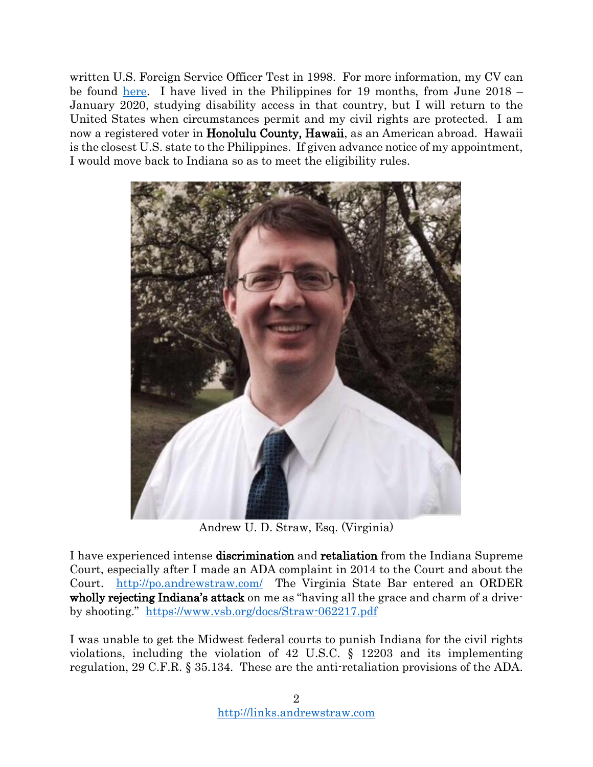written U.S. Foreign Service Officer Test in 1998. For more information, my CV can be found here. I have lived in the Philippines for 19 months, from June 2018 – January 2020, studying disability access in that country, but I will return to the United States when circumstances permit and my civil rights are protected. I am now a registered voter in **Honolulu County, Hawaii**, as an American abroad. Hawaii is the closest U.S. state to the Philippines. If given advance notice of my appointment, I would move back to Indiana so as to meet the eligibility rules.

Andrew U. D. Straw, Esq. (Virginia)

I have experienced intense **discrimination** and **retaliation** from the Indiana Supreme Court, especially after I made an ADA complaint in 2014 to the Court and about the Court. http://po.andrewstraw.com/ The Virginia State Bar entered an ORDER **wholly rejecting Indiana's attack** on me as "having all the grace and charm of a drive-by shooting." https://www.vsb.org/docs/Straw-062217.pdf

I was unable to get the Midwest federal courts to punish Indiana for the civil rights violations, including the violation of 42 U.S.C. § 12203 and its implementing regulation, 29 C.F.R. § 35.134. These are the anti-retaliation provisions of the ADA.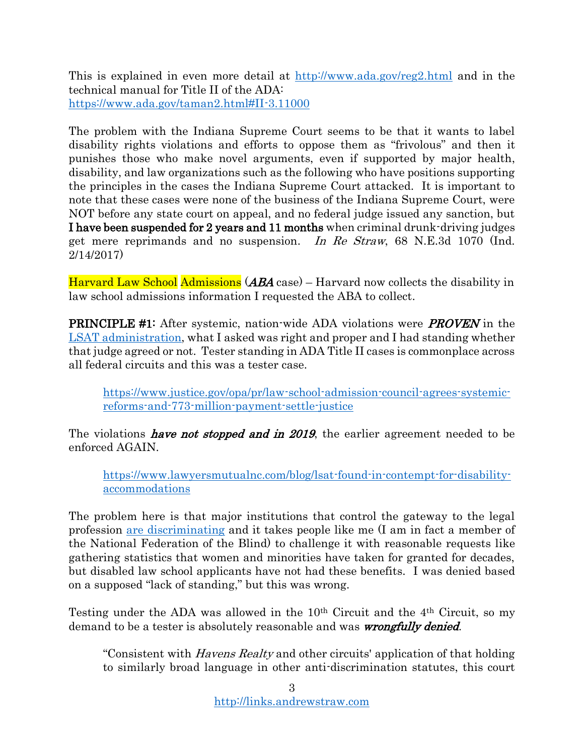This is explained in even more detail at http://www.ada.gov/reg2.html and in the technical manual for Title II of the ADA: https://www.ada.gov/taman2.html#II-3.11000

The problem with the Indiana Supreme Court seems to be that it wants to label disability rights violations and efforts to oppose them as "frivolous" and then it punishes those who make novel arguments, even if supported by major health, disability, and law organizations such as the following who have positions supporting the principles in the cases the Indiana Supreme Court attacked. It is important to note that these cases were none of the business of the Indiana Supreme Court, were NOT before any state court on appeal, and no federal judge issued any sanction, but **I have been suspended for 2 years and 11 months** when criminal drunk-driving judges get mere reprimands and no suspension. *In Re Straw*, 68 N.E.3d 1070 (Ind. 2/14/2017)

Harvard Law School Admissions (***ABA*** case) – Harvard now collects the disability in law school admissions information I requested the ABA to collect.

**PRINCIPLE #1:** After systemic, nation-wide ADA violations were ***PROVEN*** in the LSAT administration, what I asked was right and proper and I had standing whether that judge agreed or not. Tester standing in ADA Title II cases is commonplace across all federal circuits and this was a tester case.

> https://www.justice.gov/opa/pr/law-school-admission-council-agrees-systemic-reforms-and-773-million-payment-settle-justice

The violations ***have not stopped and in 2019***, the earlier agreement needed to be enforced AGAIN.

> https://www.lawyersmutualnc.com/blog/lsat-found-in-contempt-for-disability-accommodations

The problem here is that major institutions that control the gateway to the legal profession are discriminating and it takes people like me (I am in fact a member of the National Federation of the Blind) to challenge it with reasonable requests like gathering statistics that women and minorities have taken for granted for decades, but disabled law school applicants have not had these benefits. I was denied based on a supposed "lack of standing," but this was wrong.

Testing under the ADA was allowed in the 10th Circuit and the 4th Circuit, so my demand to be a tester is absolutely reasonable and was ***wrongfully denied***.

> "Consistent with *Havens Realty* and other circuits' application of that holding to similarly broad language in other anti-discrimination statutes, this court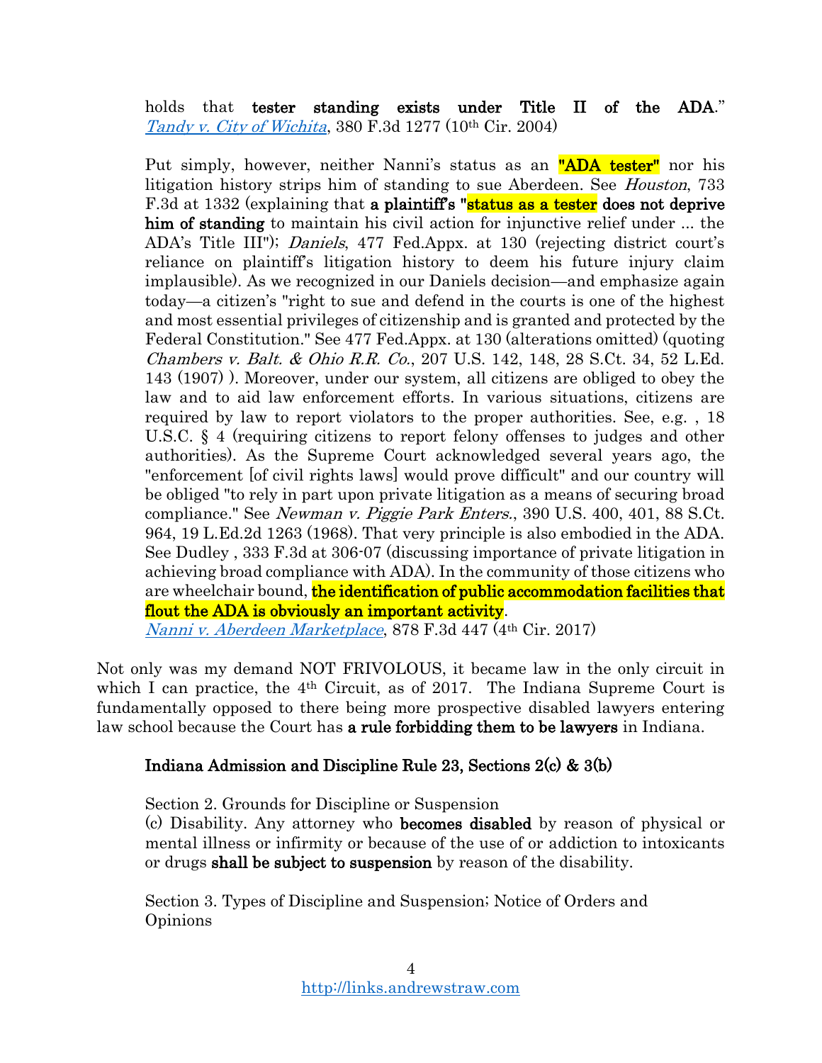> holds that **tester standing exists under Title II of the ADA**." [*Tandy v. City of Wichita*](), 380 F.3d 1277 (10th Cir. 2004)

> Put simply, however, neither Nanni's status as an **"ADA tester"** nor his litigation history strips him of standing to sue Aberdeen. See *Houston*, 733 F.3d at 1332 (explaining that **a plaintiff's "status as a tester does not deprive him of standing** to maintain his civil action for injunctive relief under ... the ADA's Title III"); *Daniels*, 477 Fed.Appx. at 130 (rejecting district court's reliance on plaintiff's litigation history to deem his future injury claim implausible). As we recognized in our Daniels decision—and emphasize again today—a citizen's "right to sue and defend in the courts is one of the highest and most essential privileges of citizenship and is granted and protected by the Federal Constitution." See 477 Fed.Appx. at 130 (alterations omitted) (quoting *Chambers v. Balt. & Ohio R.R. Co.*, 207 U.S. 142, 148, 28 S.Ct. 34, 52 L.Ed. 143 (1907) ). Moreover, under our system, all citizens are obliged to obey the law and to aid law enforcement efforts. In various situations, citizens are required by law to report violators to the proper authorities. See, e.g. , 18 U.S.C. § 4 (requiring citizens to report felony offenses to judges and other authorities). As the Supreme Court acknowledged several years ago, the "enforcement [of civil rights laws] would prove difficult" and our country will be obliged "to rely in part upon private litigation as a means of securing broad compliance." See *Newman v. Piggie Park Enters.*, 390 U.S. 400, 401, 88 S.Ct. 964, 19 L.Ed.2d 1263 (1968). That very principle is also embodied in the ADA. See Dudley , 333 F.3d at 306-07 (discussing importance of private litigation in achieving broad compliance with ADA). In the community of those citizens who are wheelchair bound, **the identification of public accommodation facilities that flout the ADA is obviously an important activity**.
> [*Nanni v. Aberdeen Marketplace*](), 878 F.3d 447 (4th Cir. 2017)

Not only was my demand NOT FRIVOLOUS, it became law in the only circuit in which I can practice, the 4th Circuit, as of 2017. The Indiana Supreme Court is fundamentally opposed to there being more prospective disabled lawyers entering law school because the Court has **a rule forbidding them to be lawyers** in Indiana.

### Indiana Admission and Discipline Rule 23, Sections 2(c) & 3(b)

> Section 2. Grounds for Discipline or Suspension
> (c) Disability. Any attorney who **becomes disabled** by reason of physical or mental illness or infirmity or because of the use of or addiction to intoxicants or drugs **shall be subject to suspension** by reason of the disability.
>
> Section 3. Types of Discipline and Suspension; Notice of Orders and Opinions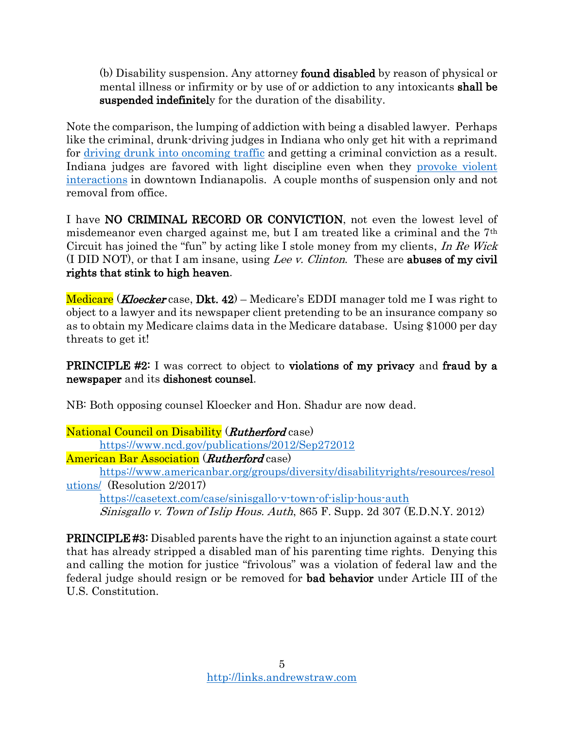(b) Disability suspension. Any attorney **found disabled** by reason of physical or mental illness or infirmity or by use of or addiction to any intoxicants **shall be suspended indefinitel**y for the duration of the disability.

Note the comparison, the lumping of addiction with being a disabled lawyer. Perhaps like the criminal, drunk-driving judges in Indiana who only get hit with a reprimand for [driving drunk into oncoming traffic]() and getting a criminal conviction as a result. Indiana judges are favored with light discipline even when they [provoke violent interactions]() in downtown Indianapolis. A couple months of suspension only and not removal from office.

I have **NO CRIMINAL RECORD OR CONVICTION**, not even the lowest level of misdemeanor even charged against me, but I am treated like a criminal and the 7th Circuit has joined the "fun" by acting like I stole money from my clients, *In Re Wick* (I DID NOT), or that I am insane, using *Lee v. Clinton*. These are **abuses of my civil rights that stink to high heaven**.

Medicare (***Kloecker*** case, **Dkt. 42**) – Medicare's EDDI manager told me I was right to object to a lawyer and its newspaper client pretending to be an insurance company so as to obtain my Medicare claims data in the Medicare database. Using $1000 per day threats to get it!

**PRINCIPLE #2:** I was correct to object to **violations of my privacy** and **fraud by a newspaper** and its **dishonest counsel**.

NB: Both opposing counsel Kloecker and Hon. Shadur are now dead.

National Council on Disability (***Rutherford*** case)
https://www.ncd.gov/publications/2012/Sep272012
American Bar Association (***Rutherford*** case)
https://www.americanbar.org/groups/diversity/disabilityrights/resources/resolutions/ (Resolution 2/2017)
https://casetext.com/case/sinisgallo-v-town-of-islip-hous-auth
*Sinisgallo v. Town of Islip Hous. Auth*, 865 F. Supp. 2d 307 (E.D.N.Y. 2012)

**PRINCIPLE #3:** Disabled parents have the right to an injunction against a state court that has already stripped a disabled man of his parenting time rights. Denying this and calling the motion for justice "frivolous" was a violation of federal law and the federal judge should resign or be removed for **bad behavior** under Article III of the U.S. Constitution.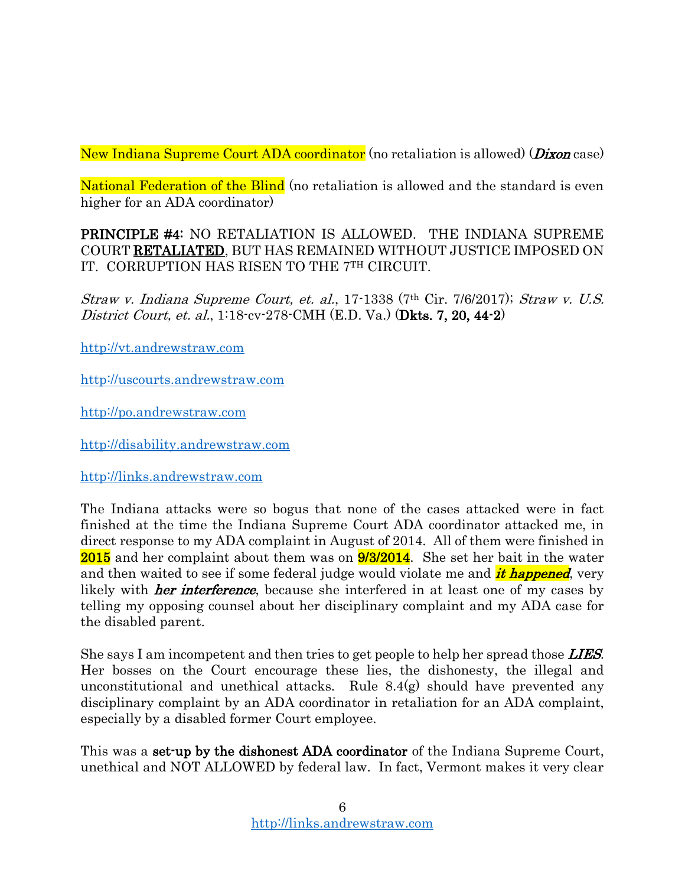New Indiana Supreme Court ADA coordinator (no retaliation is allowed) (*Dixon* case)

National Federation of the Blind (no retaliation is allowed and the standard is even higher for an ADA coordinator)

**PRINCIPLE #4:** NO RETALIATION IS ALLOWED. THE INDIANA SUPREME COURT **RETALIATED**, BUT HAS REMAINED WITHOUT JUSTICE IMPOSED ON IT. CORRUPTION HAS RISEN TO THE 7TH CIRCUIT.

*Straw v. Indiana Supreme Court, et. al.*, 17-1338 (7th Cir. 7/6/2017); *Straw v. U.S. District Court, et. al.*, 1:18-cv-278-CMH (E.D. Va.) (**Dkts. 7, 20, 44-2**)

http://vt.andrewstraw.com

http://uscourts.andrewstraw.com

http://po.andrewstraw.com

http://disability.andrewstraw.com

http://links.andrewstraw.com

The Indiana attacks were so bogus that none of the cases attacked were in fact finished at the time the Indiana Supreme Court ADA coordinator attacked me, in direct response to my ADA complaint in August of 2014. All of them were finished in **2015** and her complaint about them was on **9/3/2014**. She set her bait in the water and then waited to see if some federal judge would violate me and ***it happened***, very likely with ***her interference***, because she interfered in at least one of my cases by telling my opposing counsel about her disciplinary complaint and my ADA case for the disabled parent.

She says I am incompetent and then tries to get people to help her spread those ***LIES***. Her bosses on the Court encourage these lies, the dishonesty, the illegal and unconstitutional and unethical attacks. Rule 8.4(g) should have prevented any disciplinary complaint by an ADA coordinator in retaliation for an ADA complaint, especially by a disabled former Court employee.

This was a **set-up by the dishonest ADA coordinator** of the Indiana Supreme Court, unethical and NOT ALLOWED by federal law. In fact, Vermont makes it very clear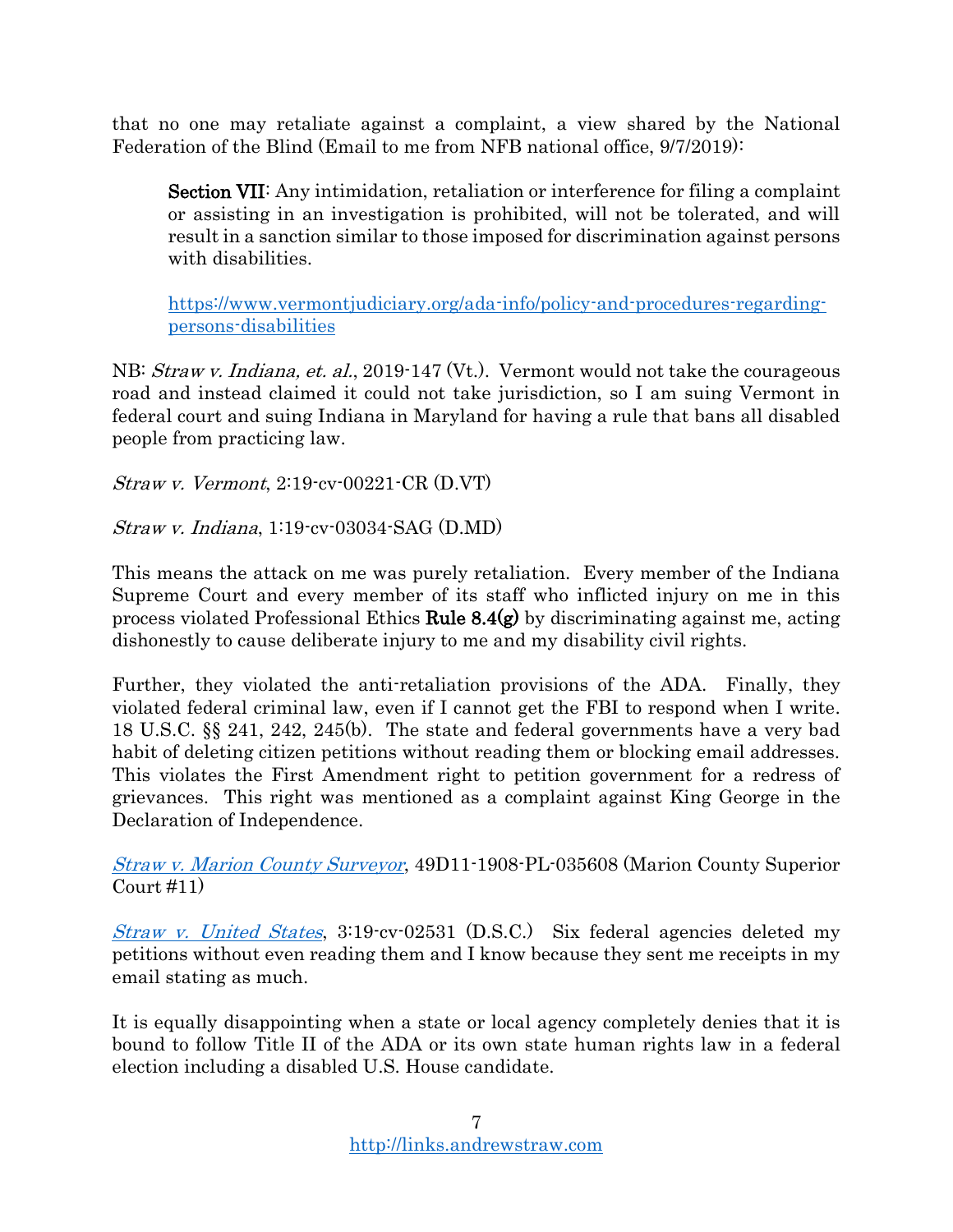that no one may retaliate against a complaint, a view shared by the National Federation of the Blind (Email to me from NFB national office, 9/7/2019):

> **Section VII**: Any intimidation, retaliation or interference for filing a complaint or assisting in an investigation is prohibited, will not be tolerated, and will result in a sanction similar to those imposed for discrimination against persons with disabilities.
>
> [https://www.vermontjudiciary.org/ada-info/policy-and-procedures-regarding-persons-disabilities](https://www.vermontjudiciary.org/ada-info/policy-and-procedures-regarding-persons-disabilities)

NB: *Straw v. Indiana, et. al.*, 2019-147 (Vt.). Vermont would not take the courageous road and instead claimed it could not take jurisdiction, so I am suing Vermont in federal court and suing Indiana in Maryland for having a rule that bans all disabled people from practicing law.

*Straw v. Vermont*, 2:19-cv-00221-CR (D.VT)

*Straw v. Indiana*, 1:19-cv-03034-SAG (D.MD)

This means the attack on me was purely retaliation. Every member of the Indiana Supreme Court and every member of its staff who inflicted injury on me in this process violated Professional Ethics **Rule 8.4(g)** by discriminating against me, acting dishonestly to cause deliberate injury to me and my disability civil rights.

Further, they violated the anti-retaliation provisions of the ADA. Finally, they violated federal criminal law, even if I cannot get the FBI to respond when I write. 18 U.S.C. §§ 241, 242, 245(b). The state and federal governments have a very bad habit of deleting citizen petitions without reading them or blocking email addresses. This violates the First Amendment right to petition government for a redress of grievances. This right was mentioned as a complaint against King George in the Declaration of Independence.

*Straw v. Marion County Surveyor*, 49D11-1908-PL-035608 (Marion County Superior Court #11)

*Straw v. United States*, 3:19-cv-02531 (D.S.C.) Six federal agencies deleted my petitions without even reading them and I know because they sent me receipts in my email stating as much.

It is equally disappointing when a state or local agency completely denies that it is bound to follow Title II of the ADA or its own state human rights law in a federal election including a disabled U.S. House candidate.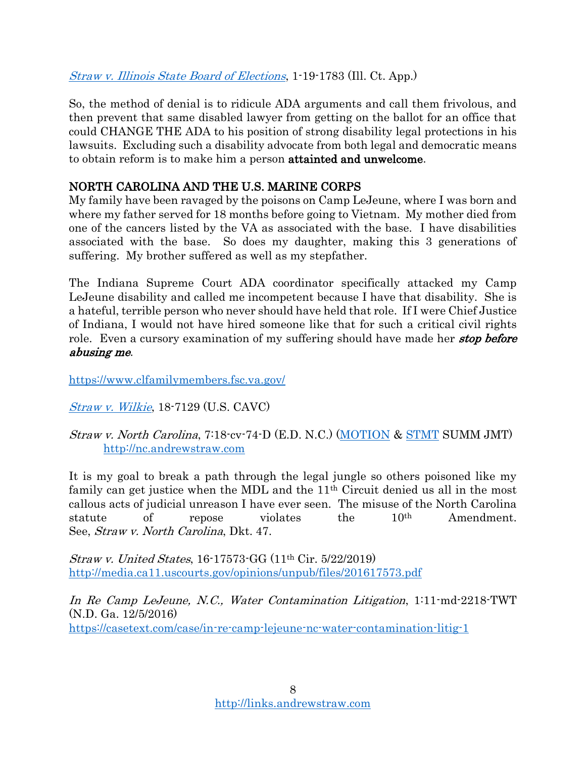*Straw v. Illinois State Board of Elections*, 1-19-1783 (Ill. Ct. App.)

So, the method of denial is to ridicule ADA arguments and call them frivolous, and then prevent that same disabled lawyer from getting on the ballot for an office that could CHANGE THE ADA to his position of strong disability legal protections in his lawsuits. Excluding such a disability advocate from both legal and democratic means to obtain reform is to make him a person **attainted and unwelcome**.

## NORTH CAROLINA AND THE U.S. MARINE CORPS

My family have been ravaged by the poisons on Camp LeJeune, where I was born and where my father served for 18 months before going to Vietnam. My mother died from one of the cancers listed by the VA as associated with the base. I have disabilities associated with the base. So does my daughter, making this 3 generations of suffering. My brother suffered as well as my stepfather.

The Indiana Supreme Court ADA coordinator specifically attacked my Camp LeJeune disability and called me incompetent because I have that disability. She is a hateful, terrible person who never should have held that role. If I were Chief Justice of Indiana, I would not have hired someone like that for such a critical civil rights role. Even a cursory examination of my suffering should have made her ***stop before abusing me***.

https://www.clfamilymembers.fsc.va.gov/

*Straw v. Wilkie*, 18-7129 (U.S. CAVC)

*Straw v. North Carolina*, 7:18-cv-74-D (E.D. N.C.) (MOTION & STMT SUMM JMT)
http://nc.andrewstraw.com

It is my goal to break a path through the legal jungle so others poisoned like my family can get justice when the MDL and the 11th Circuit denied us all in the most callous acts of judicial unreason I have ever seen. The misuse of the North Carolina statute of repose violates the 10th Amendment. See, *Straw v. North Carolina*, Dkt. 47.

*Straw v. United States*, 16-17573-GG (11th Cir. 5/22/2019)
http://media.ca11.uscourts.gov/opinions/unpub/files/201617573.pdf

*In Re Camp LeJeune, N.C., Water Contamination Litigation*, 1:11-md-2218-TWT (N.D. Ga. 12/5/2016)
https://casetext.com/case/in-re-camp-lejeune-nc-water-contamination-litig-1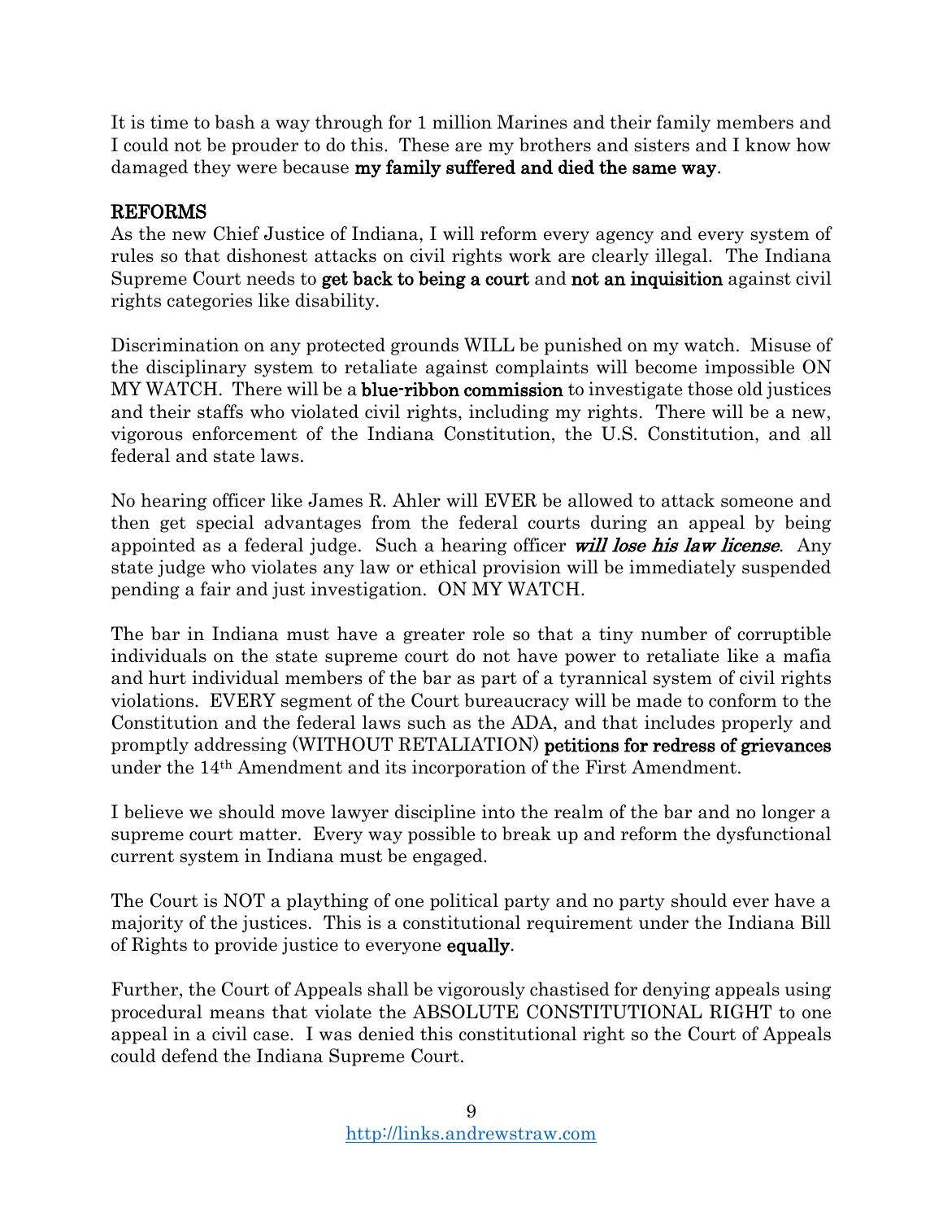It is time to bash a way through for 1 million Marines and their family members and I could not be prouder to do this. These are my brothers and sisters and I know how damaged they were because **my family suffered and died the same way**.

## REFORMS

As the new Chief Justice of Indiana, I will reform every agency and every system of rules so that dishonest attacks on civil rights work are clearly illegal. The Indiana Supreme Court needs to **get back to being a court** and **not an inquisition** against civil rights categories like disability.

Discrimination on any protected grounds WILL be punished on my watch. Misuse of the disciplinary system to retaliate against complaints will become impossible ON MY WATCH. There will be a **blue-ribbon commission** to investigate those old justices and their staffs who violated civil rights, including my rights. There will be a new, vigorous enforcement of the Indiana Constitution, the U.S. Constitution, and all federal and state laws.

No hearing officer like James R. Ahler will EVER be allowed to attack someone and then get special advantages from the federal courts during an appeal by being appointed as a federal judge. Such a hearing officer ***will lose his law license***. Any state judge who violates any law or ethical provision will be immediately suspended pending a fair and just investigation. ON MY WATCH.

The bar in Indiana must have a greater role so that a tiny number of corruptible individuals on the state supreme court do not have power to retaliate like a mafia and hurt individual members of the bar as part of a tyrannical system of civil rights violations. EVERY segment of the Court bureaucracy will be made to conform to the Constitution and the federal laws such as the ADA, and that includes properly and promptly addressing (WITHOUT RETALIATION) **petitions for redress of grievances** under the 14th Amendment and its incorporation of the First Amendment.

I believe we should move lawyer discipline into the realm of the bar and no longer a supreme court matter. Every way possible to break up and reform the dysfunctional current system in Indiana must be engaged.

The Court is NOT a plaything of one political party and no party should ever have a majority of the justices. This is a constitutional requirement under the Indiana Bill of Rights to provide justice to everyone **equally**.

Further, the Court of Appeals shall be vigorously chastised for denying appeals using procedural means that violate the ABSOLUTE CONSTITUTIONAL RIGHT to one appeal in a civil case. I was denied this constitutional right so the Court of Appeals could defend the Indiana Supreme Court.

http://links.andrewstraw.com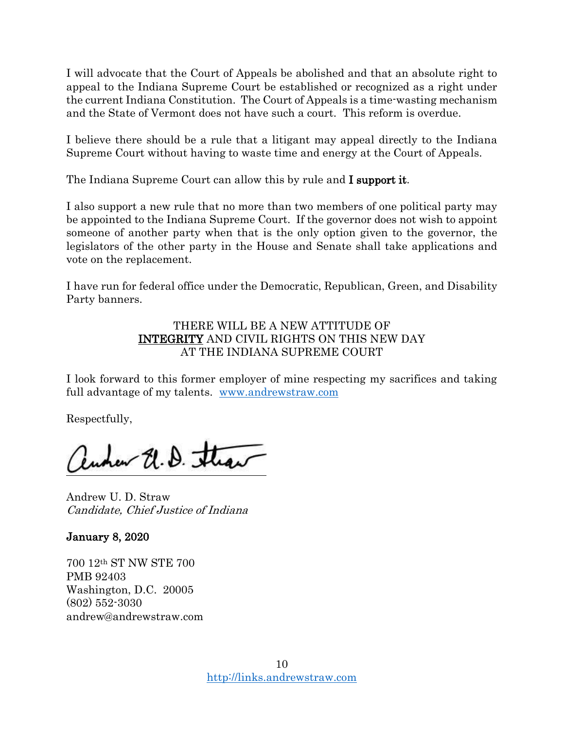I will advocate that the Court of Appeals be abolished and that an absolute right to appeal to the Indiana Supreme Court be established or recognized as a right under the current Indiana Constitution. The Court of Appeals is a time-wasting mechanism and the State of Vermont does not have such a court. This reform is overdue.

I believe there should be a rule that a litigant may appeal directly to the Indiana Supreme Court without having to waste time and energy at the Court of Appeals.

The Indiana Supreme Court can allow this by rule and **I support it**.

I also support a new rule that no more than two members of one political party may be appointed to the Indiana Supreme Court. If the governor does not wish to appoint someone of another party when that is the only option given to the governor, the legislators of the other party in the House and Senate shall take applications and vote on the replacement.

I have run for federal office under the Democratic, Republican, Green, and Disability Party banners.

THERE WILL BE A NEW ATTITUDE OF
**INTEGRITY** AND CIVIL RIGHTS ON THIS NEW DAY
AT THE INDIANA SUPREME COURT

I look forward to this former employer of mine respecting my sacrifices and taking full advantage of my talents. www.andrewstraw.com

Respectfully,

Andrew U. D. Straw

Andrew U. D. Straw
*Candidate, Chief Justice of Indiana*

**January 8, 2020**

700 12th ST NW STE 700
PMB 92403
Washington, D.C. 20005
(802) 552-3030
andrew@andrewstraw.com

http://links.andrewstraw.com